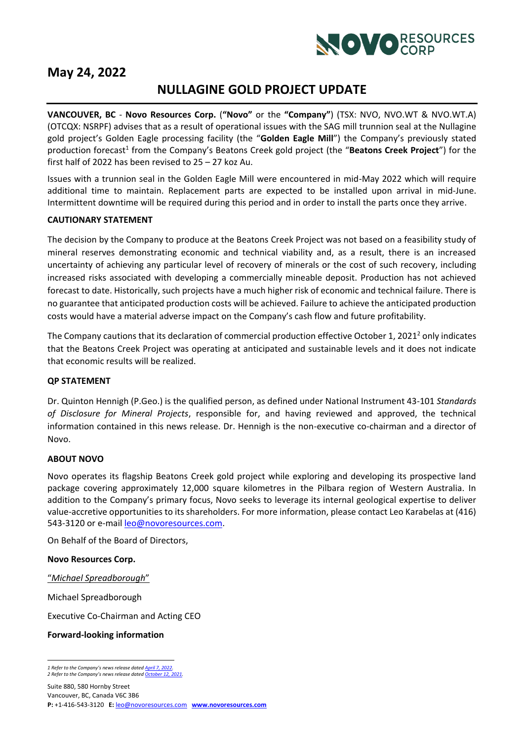**May 24, 2022**

# NULLAGINE GOLD PROJECT UPDATE

**VANCOUVER, BC** - **Novo Resources Corp.** (**"Novo"** or the **"Company"**) (TSX: NVO, NVO.WT & NVO.WT.A) (OTCQX: NSRPF) advises that as a result of operational issues with the SAG mill trunnion seal at the Nullagine gold project's Golden Eagle processing facility (the "**Golden Eagle Mill**") the Company's previously stated production forecast[1] from the Company's Beatons Creek gold project (the "**Beatons Creek Project**") for the first half of 2022 has been revised to 25 – 27 koz Au.

Issues with a trunnion seal in the Golden Eagle Mill were encountered in mid-May 2022 which will require additional time to maintain. Replacement parts are expected to be installed upon arrival in mid-June. Intermittent downtime will be required during this period and in order to install the parts once they arrive.

**CAUTIONARY STATEMENT**

The decision by the Company to produce at the Beatons Creek Project was not based on a feasibility study of mineral reserves demonstrating economic and technical viability and, as a result, there is an increased uncertainty of achieving any particular level of recovery of minerals or the cost of such recovery, including increased risks associated with developing a commercially mineable deposit. Production has not achieved forecast to date. Historically, such projects have a much higher risk of economic and technical failure. There is no guarantee that anticipated production costs will be achieved. Failure to achieve the anticipated production costs would have a material adverse impact on the Company's cash flow and future profitability.

The Company cautions that its declaration of commercial production effective October 1, 2021[2] only indicates that the Beatons Creek Project was operating at anticipated and sustainable levels and it does not indicate that economic results will be realized.

**QP STATEMENT**

Dr. Quinton Hennigh (P.Geo.) is the qualified person, as defined under National Instrument 43-101 *Standards of Disclosure for Mineral Projects*, responsible for, and having reviewed and approved, the technical information contained in this news release. Dr. Hennigh is the non-executive co-chairman and a director of Novo.

**ABOUT NOVO**

Novo operates its flagship Beatons Creek gold project while exploring and developing its prospective land package covering approximately 12,000 square kilometres in the Pilbara region of Western Australia. In addition to the Company's primary focus, Novo seeks to leverage its internal geological expertise to deliver value-accretive opportunities to its shareholders. For more information, please contact Leo Karabelas at (416) 543-3120 or e-mail leo@novoresources.com.

On Behalf of the Board of Directors,

**Novo Resources Corp.**

"*Michael Spreadborough*"

Michael Spreadborough

Executive Co-Chairman and Acting CEO

**Forward-looking information**

*1 Refer to the Company's news release dated April 7, 2022.*
*2 Refer to the Company's news release dated October 12, 2021.*

Suite 880, 580 Hornby Street
Vancouver, BC, Canada V6C 3B6
**P:** +1-416-543-3120 **E:** leo@novoresources.com **www.novoresources.com**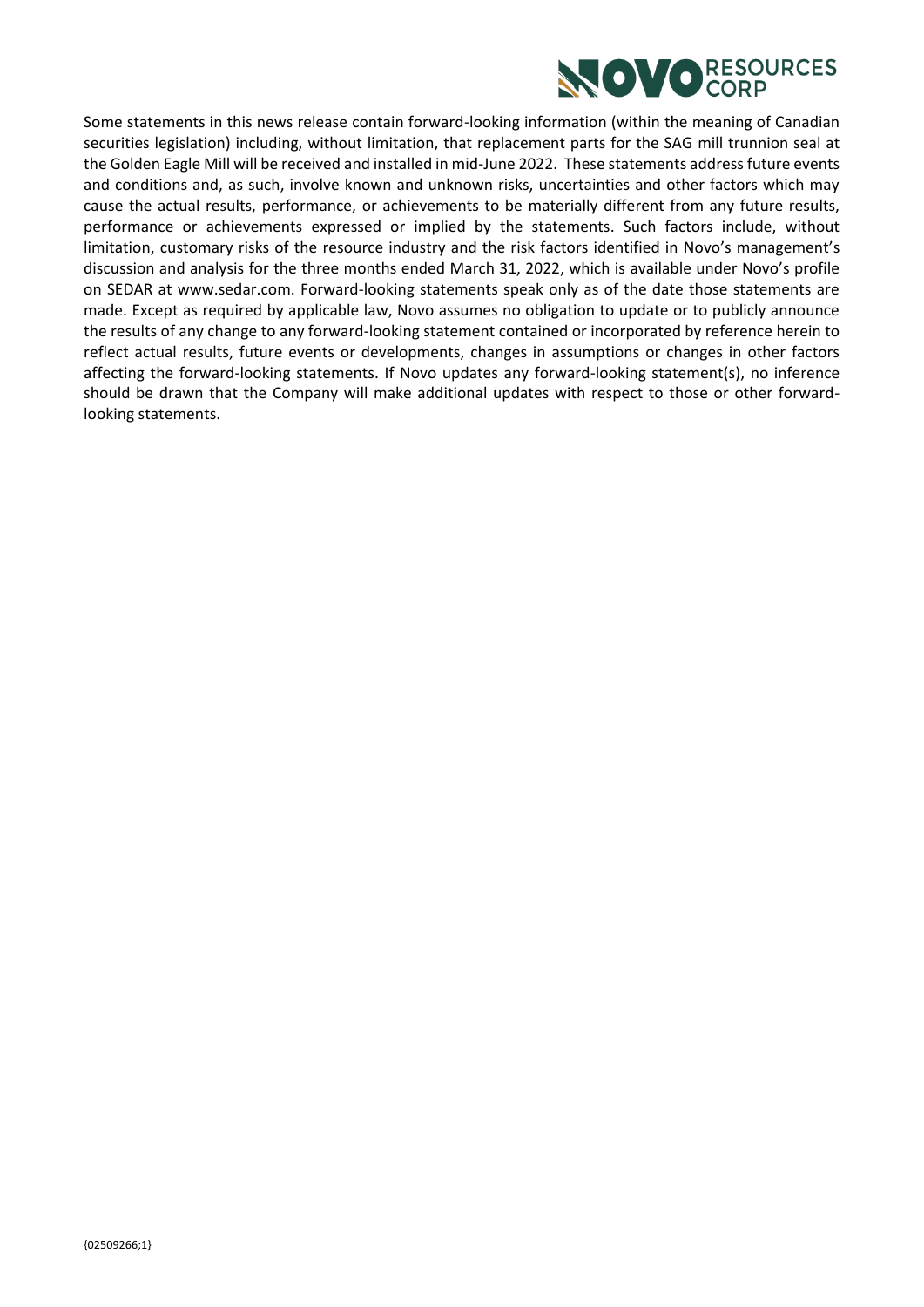Some statements in this news release contain forward-looking information (within the meaning of Canadian securities legislation) including, without limitation, that replacement parts for the SAG mill trunnion seal at the Golden Eagle Mill will be received and installed in mid-June 2022. These statements address future events and conditions and, as such, involve known and unknown risks, uncertainties and other factors which may cause the actual results, performance, or achievements to be materially different from any future results, performance or achievements expressed or implied by the statements. Such factors include, without limitation, customary risks of the resource industry and the risk factors identified in Novo's management's discussion and analysis for the three months ended March 31, 2022, which is available under Novo's profile on SEDAR at www.sedar.com. Forward-looking statements speak only as of the date those statements are made. Except as required by applicable law, Novo assumes no obligation to update or to publicly announce the results of any change to any forward-looking statement contained or incorporated by reference herein to reflect actual results, future events or developments, changes in assumptions or changes in other factors affecting the forward-looking statements. If Novo updates any forward-looking statement(s), no inference should be drawn that the Company will make additional updates with respect to those or other forward-looking statements.

{02509266;1}